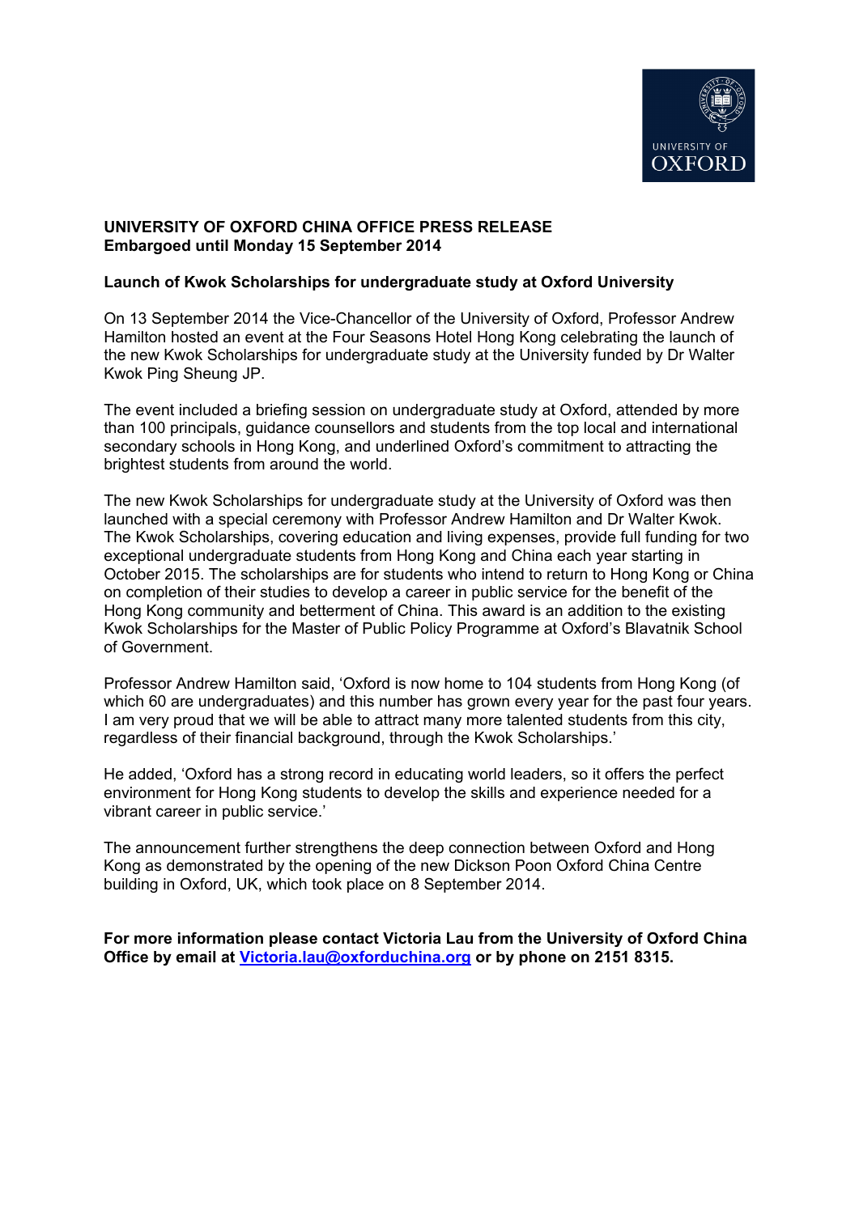**UNIVERSITY OF OXFORD CHINA OFFICE PRESS RELEASE**
**Embargoed until Monday 15 September 2014**

**Launch of Kwok Scholarships for undergraduate study at Oxford University**

On 13 September 2014 the Vice-Chancellor of the University of Oxford, Professor Andrew Hamilton hosted an event at the Four Seasons Hotel Hong Kong celebrating the launch of the new Kwok Scholarships for undergraduate study at the University funded by Dr Walter Kwok Ping Sheung JP.

The event included a briefing session on undergraduate study at Oxford, attended by more than 100 principals, guidance counsellors and students from the top local and international secondary schools in Hong Kong, and underlined Oxford's commitment to attracting the brightest students from around the world.

The new Kwok Scholarships for undergraduate study at the University of Oxford was then launched with a special ceremony with Professor Andrew Hamilton and Dr Walter Kwok. The Kwok Scholarships, covering education and living expenses, provide full funding for two exceptional undergraduate students from Hong Kong and China each year starting in October 2015. The scholarships are for students who intend to return to Hong Kong or China on completion of their studies to develop a career in public service for the benefit of the Hong Kong community and betterment of China. This award is an addition to the existing Kwok Scholarships for the Master of Public Policy Programme at Oxford's Blavatnik School of Government.

Professor Andrew Hamilton said, 'Oxford is now home to 104 students from Hong Kong (of which 60 are undergraduates) and this number has grown every year for the past four years. I am very proud that we will be able to attract many more talented students from this city, regardless of their financial background, through the Kwok Scholarships.'

He added, 'Oxford has a strong record in educating world leaders, so it offers the perfect environment for Hong Kong students to develop the skills and experience needed for a vibrant career in public service.'

The announcement further strengthens the deep connection between Oxford and Hong Kong as demonstrated by the opening of the new Dickson Poon Oxford China Centre building in Oxford, UK, which took place on 8 September 2014.

**For more information please contact Victoria Lau from the University of Oxford China Office by email at [Victoria.lau@oxforduchina.org](mailto:Victoria.lau@oxforduchina.org) or by phone on 2151 8315.**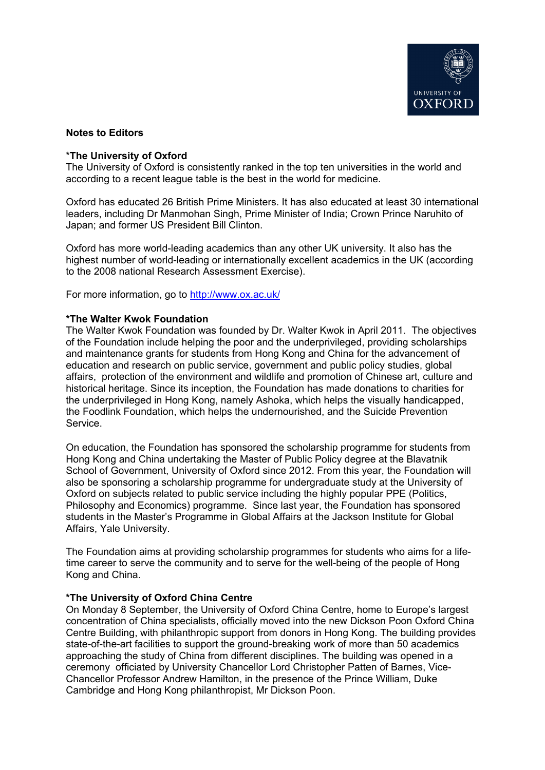**Notes to Editors**

***The University of Oxford**

The University of Oxford is consistently ranked in the top ten universities in the world and according to a recent league table is the best in the world for medicine.

Oxford has educated 26 British Prime Ministers. It has also educated at least 30 international leaders, including Dr Manmohan Singh, Prime Minister of India; Crown Prince Naruhito of Japan; and former US President Bill Clinton.

Oxford has more world-leading academics than any other UK university. It also has the highest number of world-leading or internationally excellent academics in the UK (according to the 2008 national Research Assessment Exercise).

For more information, go to http://www.ox.ac.uk/

***The Walter Kwok Foundation**

The Walter Kwok Foundation was founded by Dr. Walter Kwok in April 2011. The objectives of the Foundation include helping the poor and the underprivileged, providing scholarships and maintenance grants for students from Hong Kong and China for the advancement of education and research on public service, government and public policy studies, global affairs, protection of the environment and wildlife and promotion of Chinese art, culture and historical heritage. Since its inception, the Foundation has made donations to charities for the underprivileged in Hong Kong, namely Ashoka, which helps the visually handicapped, the Foodlink Foundation, which helps the undernourished, and the Suicide Prevention Service.

On education, the Foundation has sponsored the scholarship programme for students from Hong Kong and China undertaking the Master of Public Policy degree at the Blavatnik School of Government, University of Oxford since 2012. From this year, the Foundation will also be sponsoring a scholarship programme for undergraduate study at the University of Oxford on subjects related to public service including the highly popular PPE (Politics, Philosophy and Economics) programme. Since last year, the Foundation has sponsored students in the Master's Programme in Global Affairs at the Jackson Institute for Global Affairs, Yale University.

The Foundation aims at providing scholarship programmes for students who aims for a life-time career to serve the community and to serve for the well-being of the people of Hong Kong and China.

***The University of Oxford China Centre**

On Monday 8 September, the University of Oxford China Centre, home to Europe's largest concentration of China specialists, officially moved into the new Dickson Poon Oxford China Centre Building, with philanthropic support from donors in Hong Kong. The building provides state-of-the-art facilities to support the ground-breaking work of more than 50 academics approaching the study of China from different disciplines. The building was opened in a ceremony officiated by University Chancellor Lord Christopher Patten of Barnes, Vice-Chancellor Professor Andrew Hamilton, in the presence of the Prince William, Duke Cambridge and Hong Kong philanthropist, Mr Dickson Poon.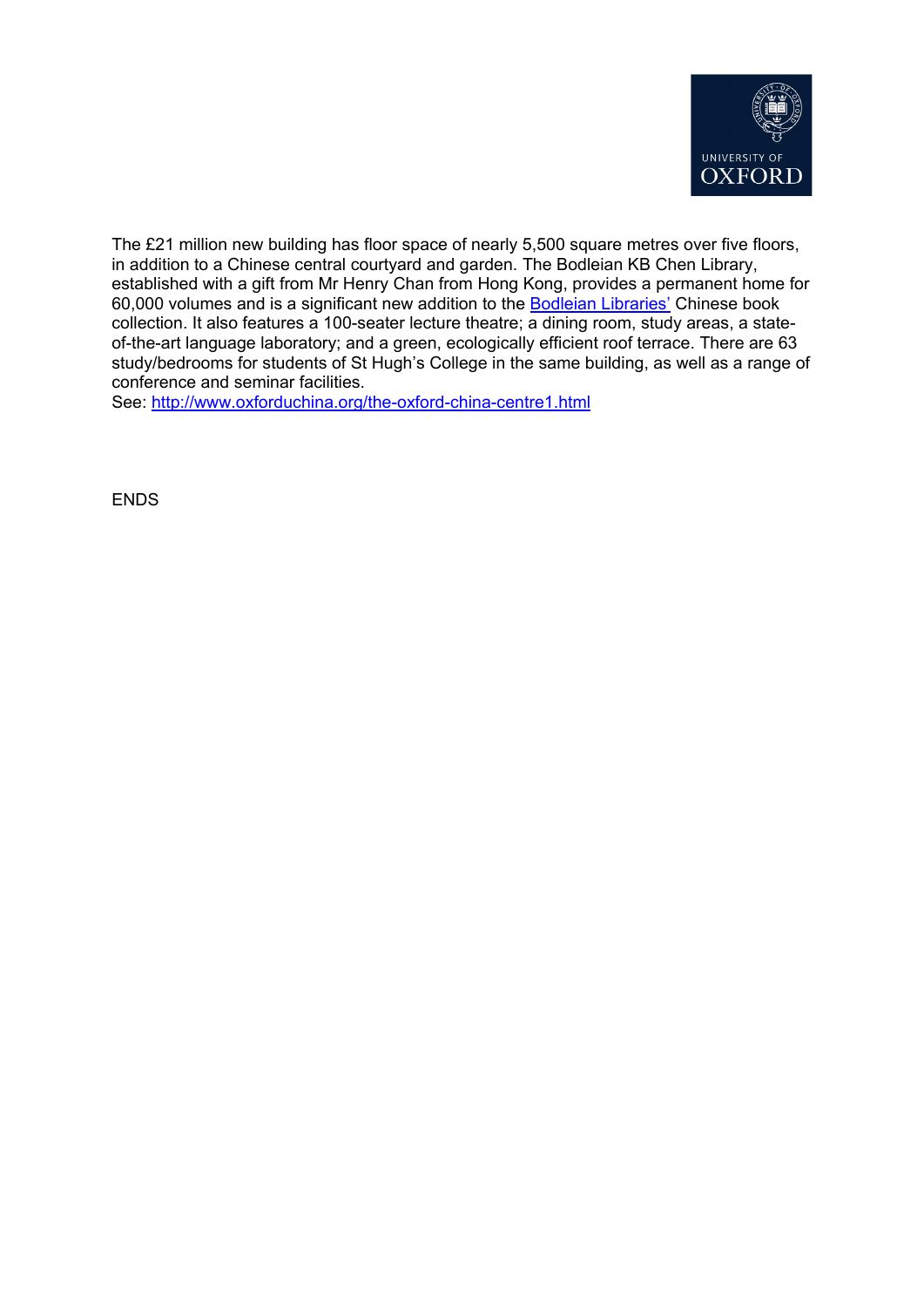The £21 million new building has floor space of nearly 5,500 square metres over five floors, in addition to a Chinese central courtyard and garden. The Bodleian KB Chen Library, established with a gift from Mr Henry Chan from Hong Kong, provides a permanent home for 60,000 volumes and is a significant new addition to the Bodleian Libraries' Chinese book collection. It also features a 100-seater lecture theatre; a dining room, study areas, a state-of-the-art language laboratory; and a green, ecologically efficient roof terrace. There are 63 study/bedrooms for students of St Hugh's College in the same building, as well as a range of conference and seminar facilities.
See: http://www.oxforduchina.org/the-oxford-china-centre1.html

ENDS